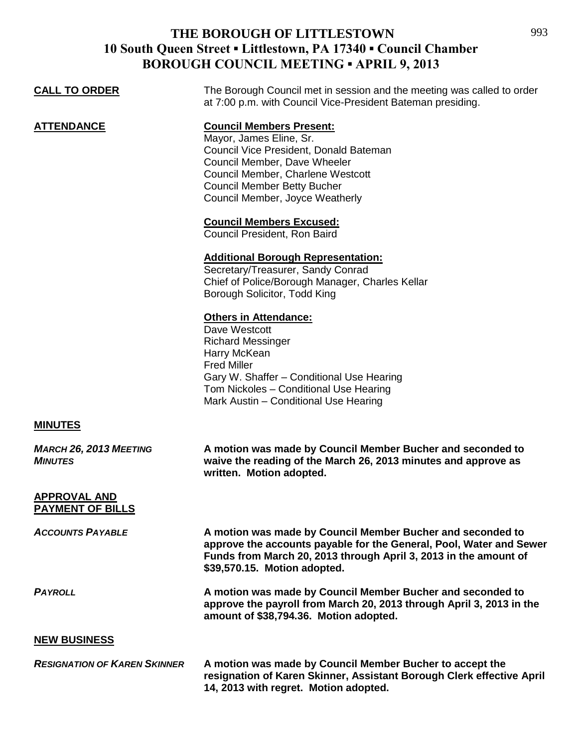# THE BOROUGH OF LITTLESTOWN
## 10 South Queen Street ▪ Littlestown, PA 17340 ▪ Council Chamber
## BOROUGH COUNCIL MEETING ▪ APRIL 9, 2013

**CALL TO ORDER**

The Borough Council met in session and the meeting was called to order at 7:00 p.m. with Council Vice-President Bateman presiding.

**ATTENDANCE**

**Council Members Present:**
Mayor, James Eline, Sr.
Council Vice President, Donald Bateman
Council Member, Dave Wheeler
Council Member, Charlene Westcott
Council Member Betty Bucher
Council Member, Joyce Weatherly

**Council Members Excused:**
Council President, Ron Baird

**Additional Borough Representation:**
Secretary/Treasurer, Sandy Conrad
Chief of Police/Borough Manager, Charles Kellar
Borough Solicitor, Todd King

**Others in Attendance:**
Dave Westcott
Richard Messinger
Harry McKean
Fred Miller
Gary W. Shaffer – Conditional Use Hearing
Tom Nickoles – Conditional Use Hearing
Mark Austin – Conditional Use Hearing

**MINUTES**

***MARCH 26, 2013 MEETING MINUTES***

**A motion was made by Council Member Bucher and seconded to waive the reading of the March 26, 2013 minutes and approve as written. Motion adopted.**

**APPROVAL AND PAYMENT OF BILLS**

***ACCOUNTS PAYABLE***

**A motion was made by Council Member Bucher and seconded to approve the accounts payable for the General, Pool, Water and Sewer Funds from March 20, 2013 through April 3, 2013 in the amount of $39,570.15. Motion adopted.**

***PAYROLL***

**A motion was made by Council Member Bucher and seconded to approve the payroll from March 20, 2013 through April 3, 2013 in the amount of $38,794.36. Motion adopted.**

**NEW BUSINESS**

***RESIGNATION OF KAREN SKINNER***

**A motion was made by Council Member Bucher to accept the resignation of Karen Skinner, Assistant Borough Clerk effective April 14, 2013 with regret. Motion adopted.**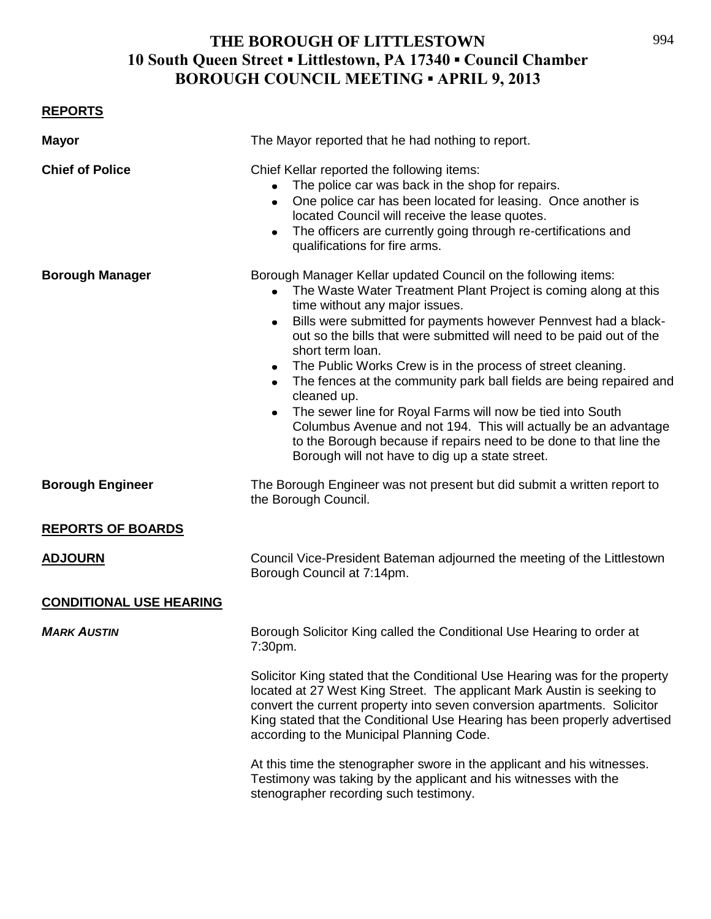# THE BOROUGH OF LITTLESTOWN
## 10 South Queen Street ▪ Littlestown, PA 17340 ▪ Council Chamber
## BOROUGH COUNCIL MEETING ▪ APRIL 9, 2013

**REPORTS**

**Mayor**

The Mayor reported that he had nothing to report.

**Chief of Police**

Chief Kellar reported the following items:

- The police car was back in the shop for repairs.
- One police car has been located for leasing. Once another is located Council will receive the lease quotes.
- The officers are currently going through re-certifications and qualifications for fire arms.

**Borough Manager**

Borough Manager Kellar updated Council on the following items:

- The Waste Water Treatment Plant Project is coming along at this time without any major issues.
- Bills were submitted for payments however Pennvest had a black-out so the bills that were submitted will need to be paid out of the short term loan.
- The Public Works Crew is in the process of street cleaning.
- The fences at the community park ball fields are being repaired and cleaned up.
- The sewer line for Royal Farms will now be tied into South Columbus Avenue and not 194. This will actually be an advantage to the Borough because if repairs need to be done to that line the Borough will not have to dig up a state street.

**Borough Engineer**

The Borough Engineer was not present but did submit a written report to the Borough Council.

**REPORTS OF BOARDS**

**ADJOURN**

Council Vice-President Bateman adjourned the meeting of the Littlestown Borough Council at 7:14pm.

**CONDITIONAL USE HEARING**

***MARK AUSTIN***

Borough Solicitor King called the Conditional Use Hearing to order at 7:30pm.

Solicitor King stated that the Conditional Use Hearing was for the property located at 27 West King Street. The applicant Mark Austin is seeking to convert the current property into seven conversion apartments. Solicitor King stated that the Conditional Use Hearing has been properly advertised according to the Municipal Planning Code.

At this time the stenographer swore in the applicant and his witnesses. Testimony was taking by the applicant and his witnesses with the stenographer recording such testimony.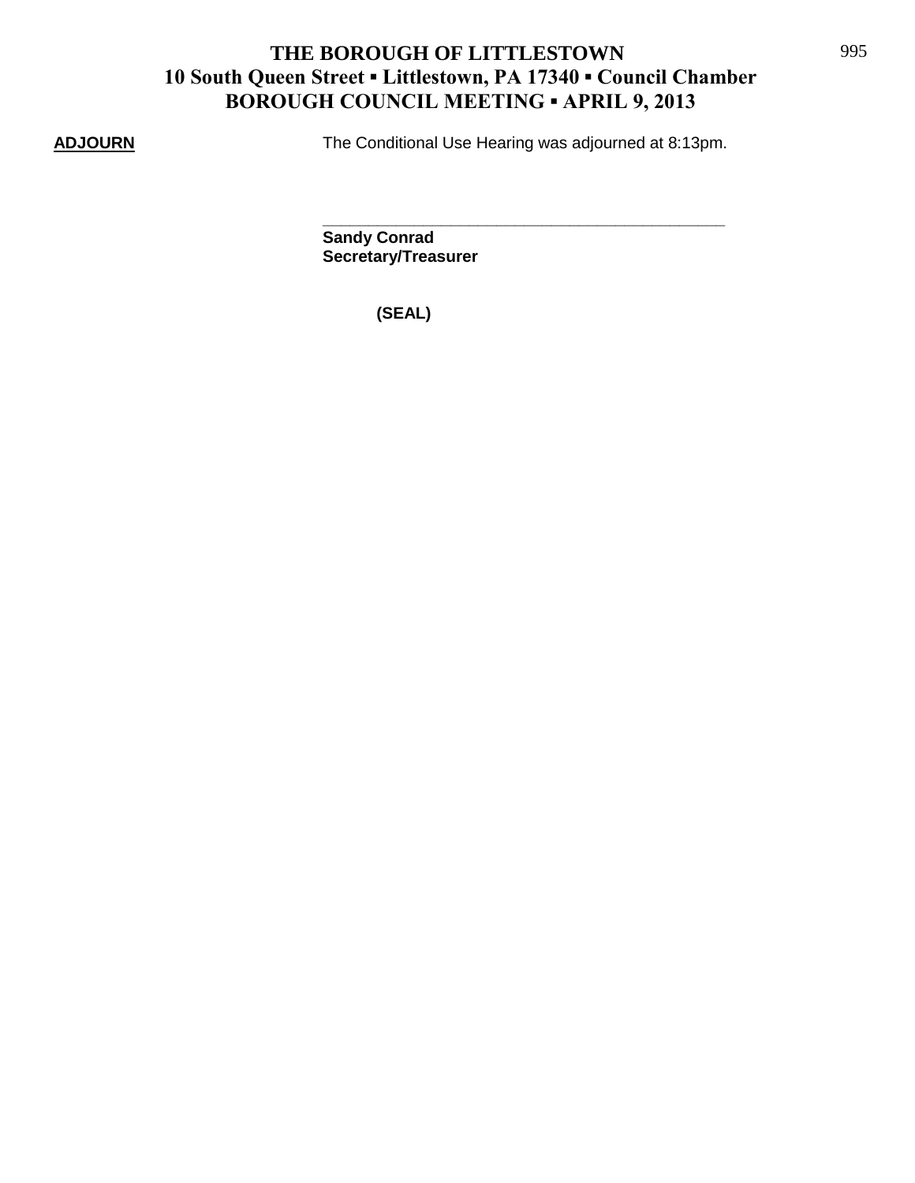**ADJOUNR**

Wait—let me write exactly:

**ADJOURN** The Conditional Use Hearing was adjourned at 8:13pm.

\_\_\_\_\_\_\_\_\_\_\_\_\_\_\_\_\_\_\_\_\_\_\_\_\_\_\_\_\_\_\_\_\_\_\_\_\_\_\_\_\_\_\_\_

**Sandy Conrad**
**Secretary/Treasurer**

**(SEAL)**